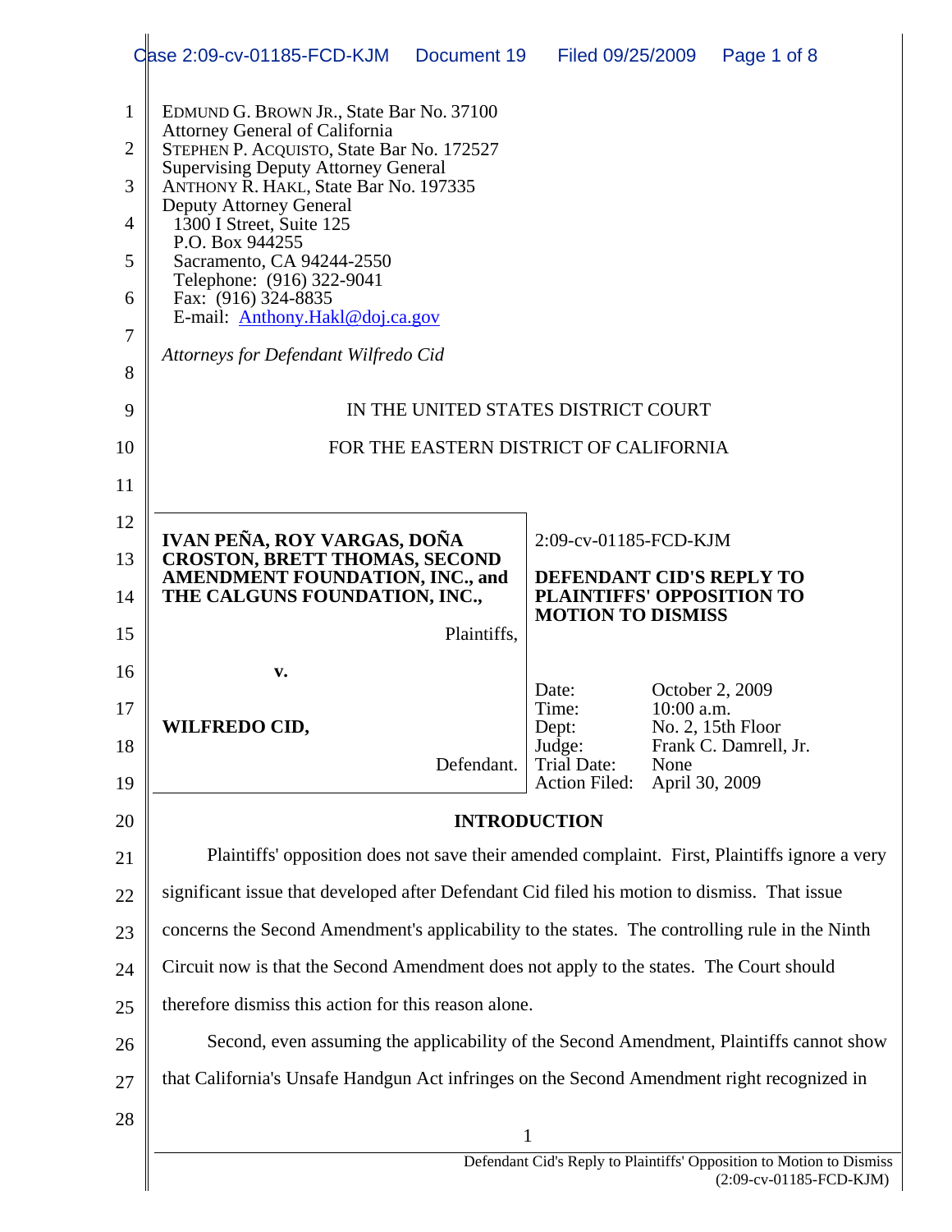EDMUND G. BROWN JR., State Bar No. 37100
Attorney General of California
STEPHEN P. ACQUISTO, State Bar No. 172527
Supervising Deputy Attorney General
ANTHONY R. HAKL, State Bar No. 197335
Deputy Attorney General
1300 I Street, Suite 125
P.O. Box 944255
Sacramento, CA 94244-2550
Telephone: (916) 322-9041
Fax: (916) 324-8835
E-mail: Anthony.Hakl@doj.ca.gov

*Attorneys for Defendant Wilfredo Cid*

IN THE UNITED STATES DISTRICT COURT

FOR THE EASTERN DISTRICT OF CALIFORNIA

| | |
|---|---|
| **IVAN PEÑA, ROY VARGAS, DOÑA CROSTON, BRETT THOMAS, SECOND AMENDMENT FOUNDATION, INC., and THE CALGUNS FOUNDATION, INC.,**<br><br>Plaintiffs,<br><br>**v.**<br><br>**WILFREDO CID,**<br><br>Defendant. | 2:09-cv-01185-FCD-KJM<br><br>**DEFENDANT CID'S REPLY TO PLAINTIFFS' OPPOSITION TO MOTION TO DISMISS**<br><br>Date: October 2, 2009<br>Time: 10:00 a.m.<br>Dept: No. 2, 15th Floor<br>Judge: Frank C. Damrell, Jr.<br>Trial Date: None<br>Action Filed: April 30, 2009 |

## INTRODUCTION

Plaintiffs' opposition does not save their amended complaint. First, Plaintiffs ignore a very significant issue that developed after Defendant Cid filed his motion to dismiss. That issue concerns the Second Amendment's applicability to the states. The controlling rule in the Ninth Circuit now is that the Second Amendment does not apply to the states. The Court should therefore dismiss this action for this reason alone.

Second, even assuming the applicability of the Second Amendment, Plaintiffs cannot show that California's Unsafe Handgun Act infringes on the Second Amendment right recognized in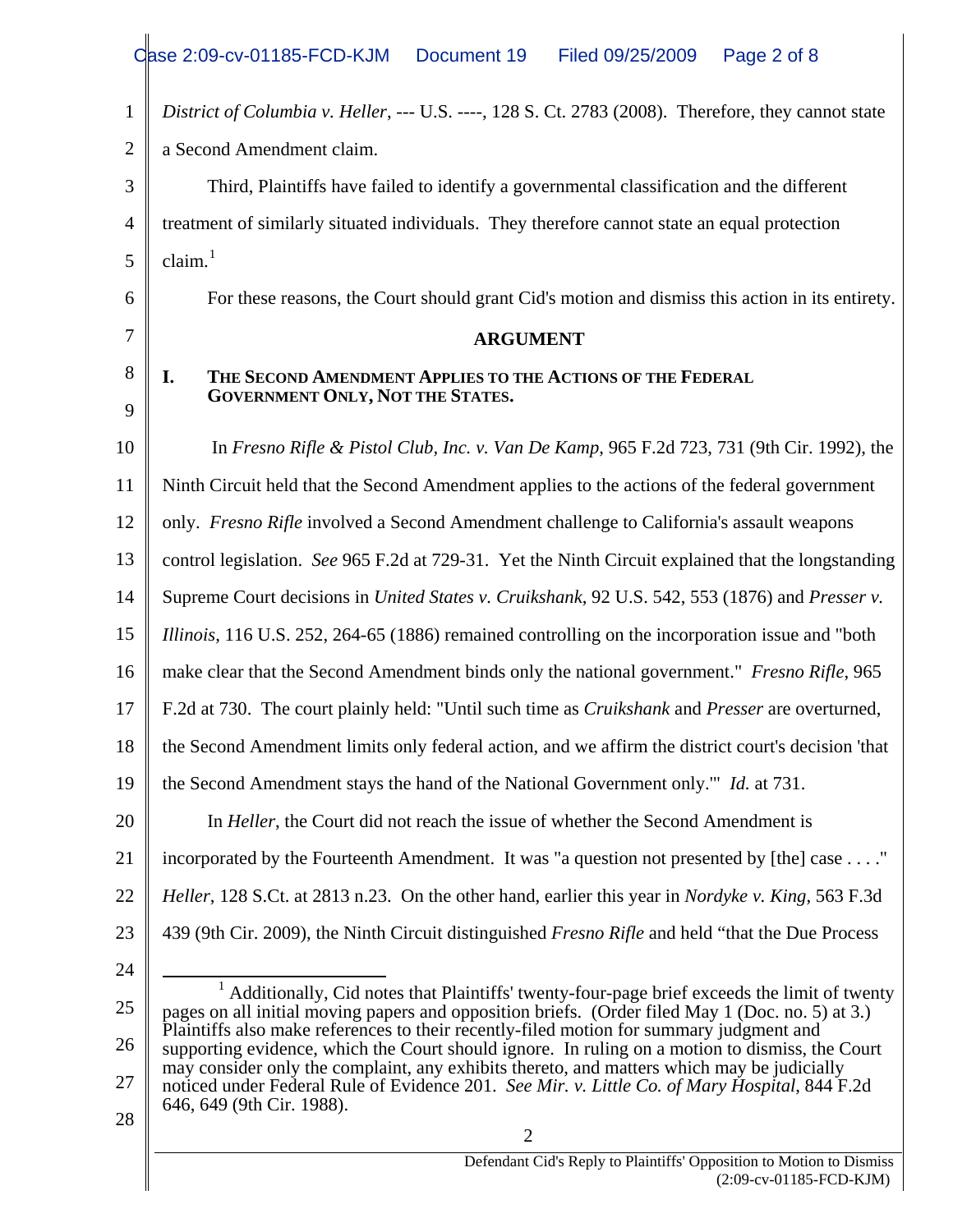*District of Columbia v. Heller*, --- U.S. ----, 128 S. Ct. 2783 (2008). Therefore, they cannot state a Second Amendment claim.

Third, Plaintiffs have failed to identify a governmental classification and the different treatment of similarly situated individuals. They therefore cannot state an equal protection claim.[1]

For these reasons, the Court should grant Cid's motion and dismiss this action in its entirety.

## ARGUMENT

### I. THE SECOND AMENDMENT APPLIES TO THE ACTIONS OF THE FEDERAL GOVERNMENT ONLY, NOT THE STATES.

In *Fresno Rifle & Pistol Club, Inc. v. Van De Kamp*, 965 F.2d 723, 731 (9th Cir. 1992), the Ninth Circuit held that the Second Amendment applies to the actions of the federal government only. *Fresno Rifle* involved a Second Amendment challenge to California's assault weapons control legislation. *See* 965 F.2d at 729-31. Yet the Ninth Circuit explained that the longstanding Supreme Court decisions in *United States v. Cruikshank*, 92 U.S. 542, 553 (1876) and *Presser v. Illinois*, 116 U.S. 252, 264-65 (1886) remained controlling on the incorporation issue and "both make clear that the Second Amendment binds only the national government." *Fresno Rifle*, 965 F.2d at 730. The court plainly held: "Until such time as *Cruikshank* and *Presser* are overturned, the Second Amendment limits only federal action, and we affirm the district court's decision 'that the Second Amendment stays the hand of the National Government only.'" *Id.* at 731.

In *Heller*, the Court did not reach the issue of whether the Second Amendment is incorporated by the Fourteenth Amendment. It was "a question not presented by [the] case . . . ." *Heller*, 128 S.Ct. at 2813 n.23. On the other hand, earlier this year in *Nordyke v. King*, 563 F.3d 439 (9th Cir. 2009), the Ninth Circuit distinguished *Fresno Rifle* and held "that the Due Process

---

[1] Additionally, Cid notes that Plaintiffs' twenty-four-page brief exceeds the limit of twenty pages on all initial moving papers and opposition briefs. (Order filed May 1 (Doc. no. 5) at 3.) Plaintiffs also make references to their recently-filed motion for summary judgment and supporting evidence, which the Court should ignore. In ruling on a motion to dismiss, the Court may consider only the complaint, any exhibits thereto, and matters which may be judicially noticed under Federal Rule of Evidence 201. *See Mir. v. Little Co. of Mary Hospital*, 844 F.2d 646, 649 (9th Cir. 1988).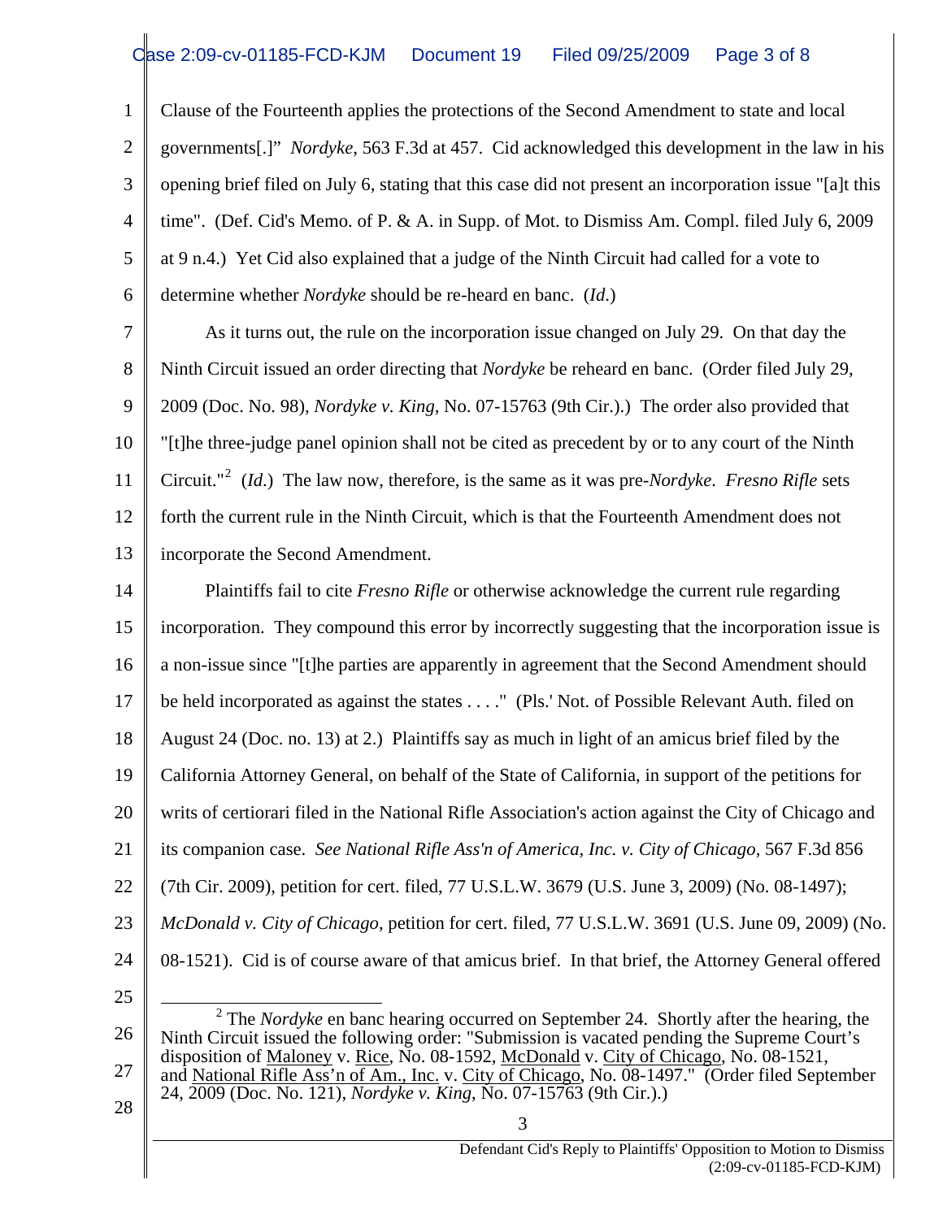Clause of the Fourteenth applies the protections of the Second Amendment to state and local governments[.]" *Nordyke*, 563 F.3d at 457. Cid acknowledged this development in the law in his opening brief filed on July 6, stating that this case did not present an incorporation issue "[a]t this time". (Def. Cid's Memo. of P. & A. in Supp. of Mot. to Dismiss Am. Compl. filed July 6, 2009 at 9 n.4.) Yet Cid also explained that a judge of the Ninth Circuit had called for a vote to determine whether *Nordyke* should be re-heard en banc. (*Id.*)

As it turns out, the rule on the incorporation issue changed on July 29. On that day the Ninth Circuit issued an order directing that *Nordyke* be reheard en banc. (Order filed July 29, 2009 (Doc. No. 98), *Nordyke v. King*, No. 07-15763 (9th Cir.).) The order also provided that "[t]he three-judge panel opinion shall not be cited as precedent by or to any court of the Ninth Circuit."[2] (*Id.*) The law now, therefore, is the same as it was pre-*Nordyke*. *Fresno Rifle* sets forth the current rule in the Ninth Circuit, which is that the Fourteenth Amendment does not incorporate the Second Amendment.

Plaintiffs fail to cite *Fresno Rifle* or otherwise acknowledge the current rule regarding incorporation. They compound this error by incorrectly suggesting that the incorporation issue is a non-issue since "[t]he parties are apparently in agreement that the Second Amendment should be held incorporated as against the states . . . ." (Pls.' Not. of Possible Relevant Auth. filed on August 24 (Doc. no. 13) at 2.) Plaintiffs say as much in light of an amicus brief filed by the California Attorney General, on behalf of the State of California, in support of the petitions for writs of certiorari filed in the National Rifle Association's action against the City of Chicago and its companion case. *See National Rifle Ass'n of America, Inc. v. City of Chicago*, 567 F.3d 856 (7th Cir. 2009), petition for cert. filed, 77 U.S.L.W. 3679 (U.S. June 3, 2009) (No. 08-1497); *McDonald v. City of Chicago*, petition for cert. filed, 77 U.S.L.W. 3691 (U.S. June 09, 2009) (No. 08-1521). Cid is of course aware of that amicus brief. In that brief, the Attorney General offered

---

[2] The *Nordyke* en banc hearing occurred on September 24. Shortly after the hearing, the Ninth Circuit issued the following order: "Submission is vacated pending the Supreme Court's disposition of Maloney v. Rice, No. 08-1592, McDonald v. City of Chicago, No. 08-1521, and National Rifle Ass'n of Am., Inc. v. City of Chicago, No. 08-1497." (Order filed September 24, 2009 (Doc. No. 121), *Nordyke v. King*, No. 07-15763 (9th Cir.).)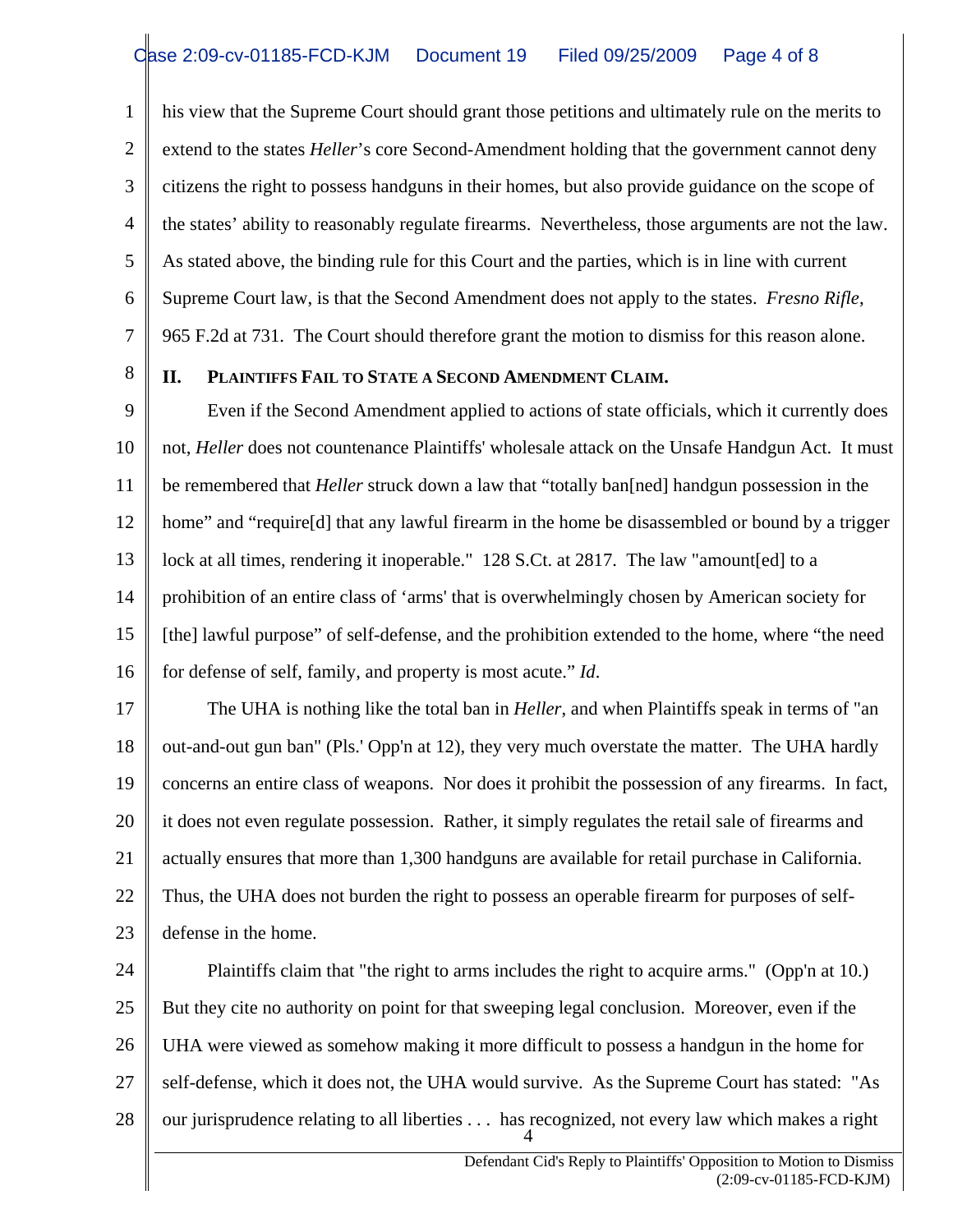his view that the Supreme Court should grant those petitions and ultimately rule on the merits to extend to the states *Heller*'s core Second-Amendment holding that the government cannot deny citizens the right to possess handguns in their homes, but also provide guidance on the scope of the states' ability to reasonably regulate firearms. Nevertheless, those arguments are not the law. As stated above, the binding rule for this Court and the parties, which is in line with current Supreme Court law, is that the Second Amendment does not apply to the states. *Fresno Rifle*, 965 F.2d at 731. The Court should therefore grant the motion to dismiss for this reason alone.

## II. PLAINTIFFS FAIL TO STATE A SECOND AMENDMENT CLAIM.

Even if the Second Amendment applied to actions of state officials, which it currently does not, *Heller* does not countenance Plaintiffs' wholesale attack on the Unsafe Handgun Act. It must be remembered that *Heller* struck down a law that "totally ban[ned] handgun possession in the home" and "require[d] that any lawful firearm in the home be disassembled or bound by a trigger lock at all times, rendering it inoperable." 128 S.Ct. at 2817. The law "amount[ed] to a prohibition of an entire class of 'arms' that is overwhelmingly chosen by American society for [the] lawful purpose" of self-defense, and the prohibition extended to the home, where "the need for defense of self, family, and property is most acute." *Id*.

The UHA is nothing like the total ban in *Heller*, and when Plaintiffs speak in terms of "an out-and-out gun ban" (Pls.' Opp'n at 12), they very much overstate the matter. The UHA hardly concerns an entire class of weapons. Nor does it prohibit the possession of any firearms. In fact, it does not even regulate possession. Rather, it simply regulates the retail sale of firearms and actually ensures that more than 1,300 handguns are available for retail purchase in California. Thus, the UHA does not burden the right to possess an operable firearm for purposes of self-defense in the home.

Plaintiffs claim that "the right to arms includes the right to acquire arms." (Opp'n at 10.) But they cite no authority on point for that sweeping legal conclusion. Moreover, even if the UHA were viewed as somehow making it more difficult to possess a handgun in the home for self-defense, which it does not, the UHA would survive. As the Supreme Court has stated: "As our jurisprudence relating to all liberties . . . has recognized, not every law which makes a right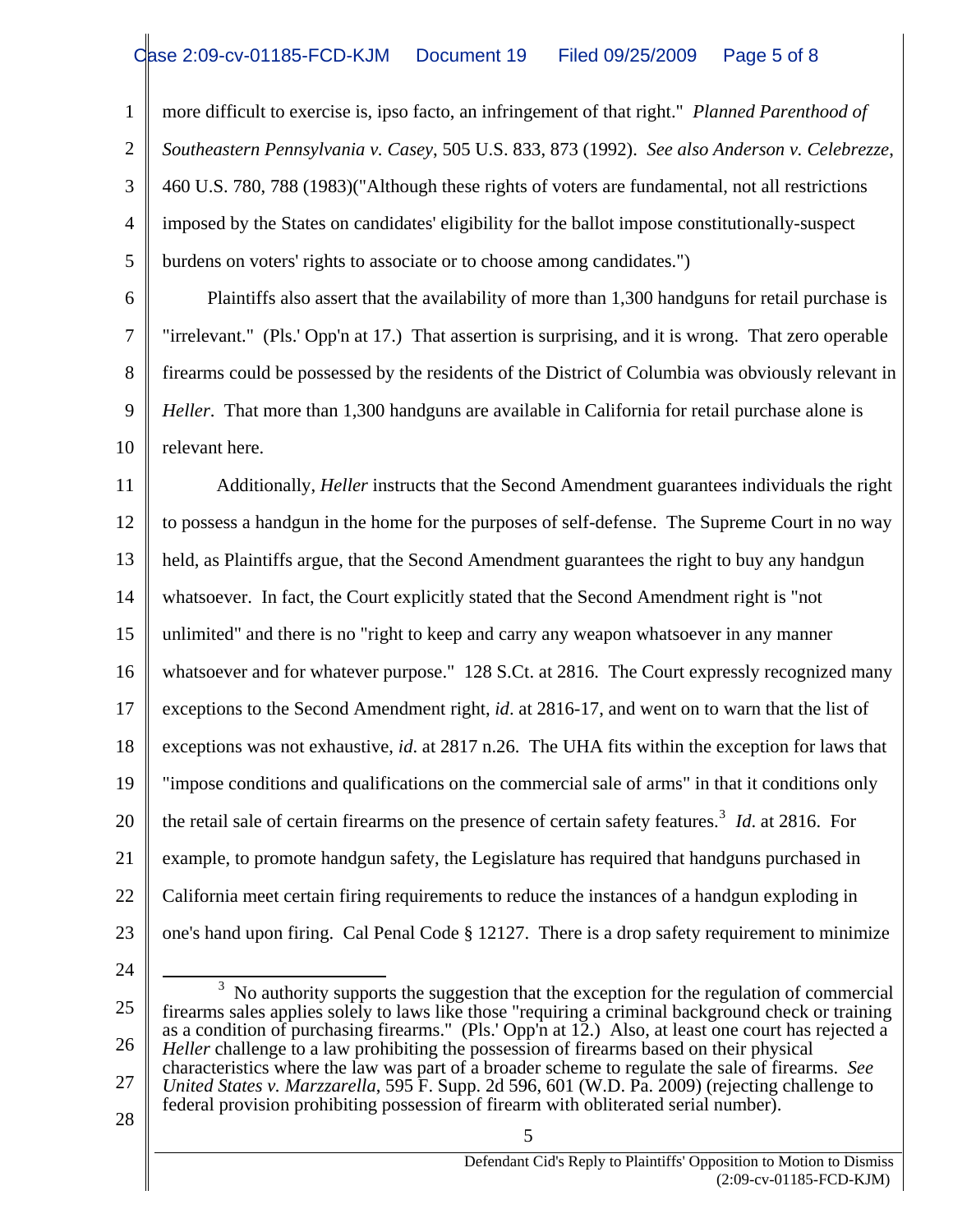more difficult to exercise is, ipso facto, an infringement of that right." *Planned Parenthood of Southeastern Pennsylvania v. Casey*, 505 U.S. 833, 873 (1992). *See also Anderson v. Celebrezze*, 460 U.S. 780, 788 (1983)("Although these rights of voters are fundamental, not all restrictions imposed by the States on candidates' eligibility for the ballot impose constitutionally-suspect burdens on voters' rights to associate or to choose among candidates.")

Plaintiffs also assert that the availability of more than 1,300 handguns for retail purchase is "irrelevant." (Pls.' Opp'n at 17.) That assertion is surprising, and it is wrong. That zero operable firearms could be possessed by the residents of the District of Columbia was obviously relevant in *Heller*. That more than 1,300 handguns are available in California for retail purchase alone is relevant here.

Additionally, *Heller* instructs that the Second Amendment guarantees individuals the right to possess a handgun in the home for the purposes of self-defense. The Supreme Court in no way held, as Plaintiffs argue, that the Second Amendment guarantees the right to buy any handgun whatsoever. In fact, the Court explicitly stated that the Second Amendment right is "not unlimited" and there is no "right to keep and carry any weapon whatsoever in any manner whatsoever and for whatever purpose." 128 S.Ct. at 2816. The Court expressly recognized many exceptions to the Second Amendment right, *id*. at 2816-17, and went on to warn that the list of exceptions was not exhaustive, *id*. at 2817 n.26. The UHA fits within the exception for laws that "impose conditions and qualifications on the commercial sale of arms" in that it conditions only the retail sale of certain firearms on the presence of certain safety features.[3] *Id*. at 2816. For example, to promote handgun safety, the Legislature has required that handguns purchased in California meet certain firing requirements to reduce the instances of a handgun exploding in one's hand upon firing. Cal Penal Code § 12127. There is a drop safety requirement to minimize

[3] No authority supports the suggestion that the exception for the regulation of commercial firearms sales applies solely to laws like those "requiring a criminal background check or training as a condition of purchasing firearms." (Pls.' Opp'n at 12.) Also, at least one court has rejected a *Heller* challenge to a law prohibiting the possession of firearms based on their physical characteristics where the law was part of a broader scheme to regulate the sale of firearms. *See United States v. Marzzarella*, 595 F. Supp. 2d 596, 601 (W.D. Pa. 2009) (rejecting challenge to federal provision prohibiting possession of firearm with obliterated serial number).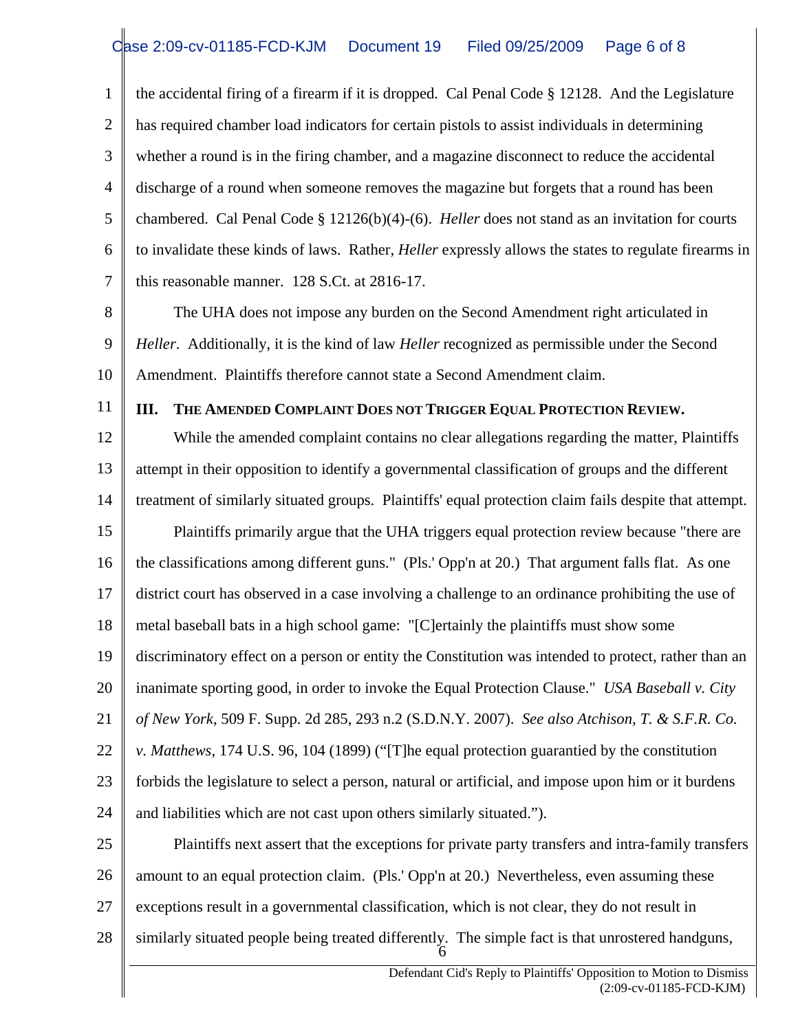the accidental firing of a firearm if it is dropped. Cal Penal Code § 12128. And the Legislature has required chamber load indicators for certain pistols to assist individuals in determining whether a round is in the firing chamber, and a magazine disconnect to reduce the accidental discharge of a round when someone removes the magazine but forgets that a round has been chambered. Cal Penal Code § 12126(b)(4)-(6). *Heller* does not stand as an invitation for courts to invalidate these kinds of laws. Rather, *Heller* expressly allows the states to regulate firearms in this reasonable manner. 128 S.Ct. at 2816-17.

The UHA does not impose any burden on the Second Amendment right articulated in *Heller*. Additionally, it is the kind of law *Heller* recognized as permissible under the Second Amendment. Plaintiffs therefore cannot state a Second Amendment claim.

## III. The Amended Complaint Does not Trigger Equal Protection Review.

While the amended complaint contains no clear allegations regarding the matter, Plaintiffs attempt in their opposition to identify a governmental classification of groups and the different treatment of similarly situated groups. Plaintiffs' equal protection claim fails despite that attempt.

Plaintiffs primarily argue that the UHA triggers equal protection review because "there are the classifications among different guns." (Pls.' Opp'n at 20.) That argument falls flat. As one district court has observed in a case involving a challenge to an ordinance prohibiting the use of metal baseball bats in a high school game: "[C]ertainly the plaintiffs must show some discriminatory effect on a person or entity the Constitution was intended to protect, rather than an inanimate sporting good, in order to invoke the Equal Protection Clause." *USA Baseball v. City of New York*, 509 F. Supp. 2d 285, 293 n.2 (S.D.N.Y. 2007). *See also Atchison, T. & S.F.R. Co. v. Matthews*, 174 U.S. 96, 104 (1899) ("[T]he equal protection guarantied by the constitution forbids the legislature to select a person, natural or artificial, and impose upon him or it burdens and liabilities which are not cast upon others similarly situated.").

Plaintiffs next assert that the exceptions for private party transfers and intra-family transfers amount to an equal protection claim. (Pls.' Opp'n at 20.) Nevertheless, even assuming these exceptions result in a governmental classification, which is not clear, they do not result in similarly situated people being treated differently. The simple fact is that unrostered handguns,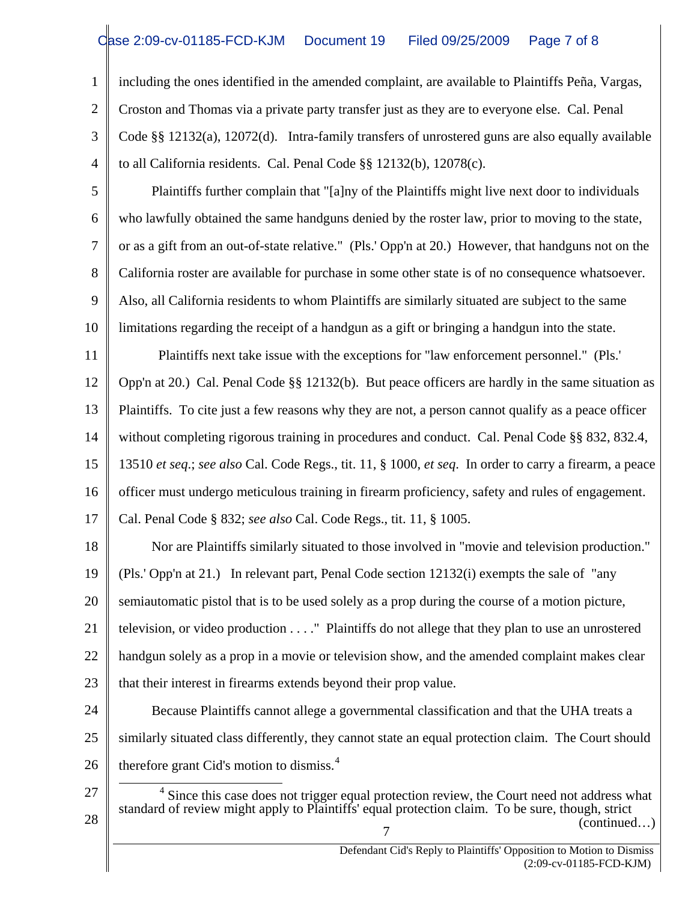including the ones identified in the amended complaint, are available to Plaintiffs Peña, Vargas, Croston and Thomas via a private party transfer just as they are to everyone else. Cal. Penal Code §§ 12132(a), 12072(d). Intra-family transfers of unrostered guns are also equally available to all California residents. Cal. Penal Code §§ 12132(b), 12078(c).

Plaintiffs further complain that "[a]ny of the Plaintiffs might live next door to individuals who lawfully obtained the same handguns denied by the roster law, prior to moving to the state, or as a gift from an out-of-state relative." (Pls.' Opp'n at 20.) However, that handguns not on the California roster are available for purchase in some other state is of no consequence whatsoever. Also, all California residents to whom Plaintiffs are similarly situated are subject to the same limitations regarding the receipt of a handgun as a gift or bringing a handgun into the state.

Plaintiffs next take issue with the exceptions for "law enforcement personnel." (Pls.' Opp'n at 20.) Cal. Penal Code §§ 12132(b). But peace officers are hardly in the same situation as Plaintiffs. To cite just a few reasons why they are not, a person cannot qualify as a peace officer without completing rigorous training in procedures and conduct. Cal. Penal Code §§ 832, 832.4, 13510 *et seq.*; *see also* Cal. Code Regs., tit. 11, § 1000, *et seq.* In order to carry a firearm, a peace officer must undergo meticulous training in firearm proficiency, safety and rules of engagement. Cal. Penal Code § 832; *see also* Cal. Code Regs., tit. 11, § 1005.

Nor are Plaintiffs similarly situated to those involved in "movie and television production." (Pls.' Opp'n at 21.) In relevant part, Penal Code section 12132(i) exempts the sale of "any semiautomatic pistol that is to be used solely as a prop during the course of a motion picture, television, or video production . . . ." Plaintiffs do not allege that they plan to use an unrostered handgun solely as a prop in a movie or television show, and the amended complaint makes clear that their interest in firearms extends beyond their prop value.

Because Plaintiffs cannot allege a governmental classification and that the UHA treats a similarly situated class differently, they cannot state an equal protection claim. The Court should therefore grant Cid's motion to dismiss.[4]

[4] Since this case does not trigger equal protection review, the Court need not address what standard of review might apply to Plaintiffs' equal protection claim. To be sure, though, strict (continued…)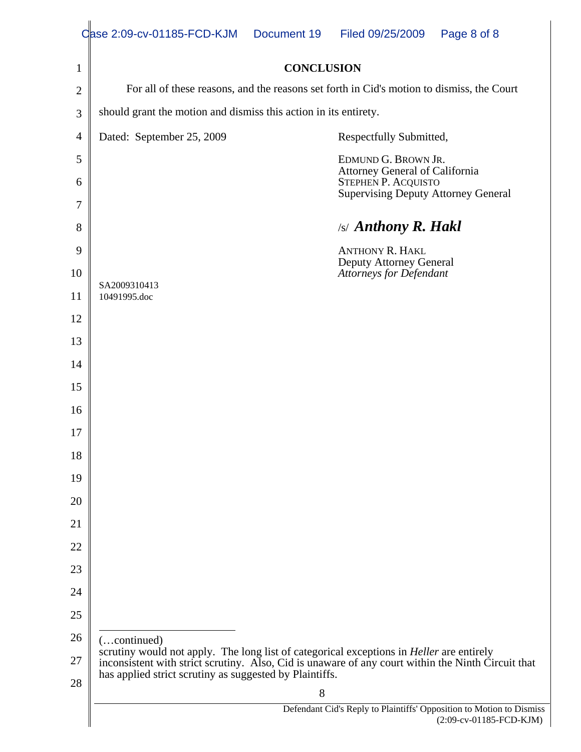## CONCLUSION

For all of these reasons, and the reasons set forth in Cid's motion to dismiss, the Court should grant the motion and dismiss this action in its entirety.

Dated: September 25, 2009

Respectfully Submitted,

EDMUND G. BROWN JR.
Attorney General of California
STEPHEN P. ACQUISTO
Supervising Deputy Attorney General

/s/ *Anthony R. Hakl*

ANTHONY R. HAKL
Deputy Attorney General
*Attorneys for Defendant*

SA2009310413
10491995.doc

---

(…continued)
scrutiny would not apply. The long list of categorical exceptions in *Heller* are entirely inconsistent with strict scrutiny. Also, Cid is unaware of any court within the Ninth Circuit that has applied strict scrutiny as suggested by Plaintiffs.